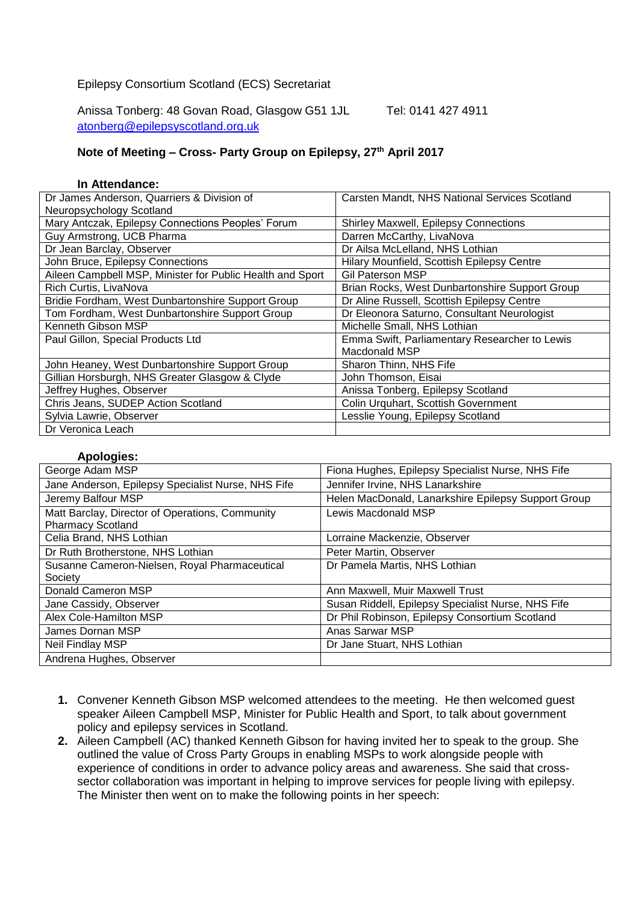Epilepsy Consortium Scotland (ECS) Secretariat

Anissa Tonberg: 48 Govan Road, Glasgow G51 1JL Tel: 0141 427 4911
atonberg@epilepsyscotland.org.uk

## Note of Meeting – Cross- Party Group on Epilepsy, 27th April 2017

**In Attendance:**

| | |
|---|---|
| Dr James Anderson, Quarriers & Division of Neuropsychology Scotland | Carsten Mandt, NHS National Services Scotland |
| Mary Antczak, Epilepsy Connections Peoples' Forum | Shirley Maxwell, Epilepsy Connections |
| Guy Armstrong, UCB Pharma | Darren McCarthy, LivaNova |
| Dr Jean Barclay, Observer | Dr Ailsa McLelland, NHS Lothian |
| John Bruce, Epilepsy Connections | Hilary Mounfield, Scottish Epilepsy Centre |
| Aileen Campbell MSP, Minister for Public Health and Sport | Gil Paterson MSP |
| Rich Curtis, LivaNova | Brian Rocks, West Dunbartonshire Support Group |
| Bridie Fordham, West Dunbartonshire Support Group | Dr Aline Russell, Scottish Epilepsy Centre |
| Tom Fordham, West Dunbartonshire Support Group | Dr Eleonora Saturno, Consultant Neurologist |
| Kenneth Gibson MSP | Michelle Small, NHS Lothian |
| Paul Gillon, Special Products Ltd | Emma Swift, Parliamentary Researcher to Lewis Macdonald MSP |
| John Heaney, West Dunbartonshire Support Group | Sharon Thinn, NHS Fife |
| Gillian Horsburgh, NHS Greater Glasgow & Clyde | John Thomson, Eisai |
| Jeffrey Hughes, Observer | Anissa Tonberg, Epilepsy Scotland |
| Chris Jeans, SUDEP Action Scotland | Colin Urquhart, Scottish Government |
| Sylvia Lawrie, Observer | Lesslie Young, Epilepsy Scotland |
| Dr Veronica Leach | |

**Apologies:**

| | |
|---|---|
| George Adam MSP | Fiona Hughes, Epilepsy Specialist Nurse, NHS Fife |
| Jane Anderson, Epilepsy Specialist Nurse, NHS Fife | Jennifer Irvine, NHS Lanarkshire |
| Jeremy Balfour MSP | Helen MacDonald, Lanarkshire Epilepsy Support Group |
| Matt Barclay, Director of Operations, Community Pharmacy Scotland | Lewis Macdonald MSP |
| Celia Brand, NHS Lothian | Lorraine Mackenzie, Observer |
| Dr Ruth Brotherstone, NHS Lothian | Peter Martin, Observer |
| Susanne Cameron-Nielsen, Royal Pharmaceutical Society | Dr Pamela Martis, NHS Lothian |
| Donald Cameron MSP | Ann Maxwell, Muir Maxwell Trust |
| Jane Cassidy, Observer | Susan Riddell, Epilepsy Specialist Nurse, NHS Fife |
| Alex Cole-Hamilton MSP | Dr Phil Robinson, Epilepsy Consortium Scotland |
| James Dornan MSP | Anas Sarwar MSP |
| Neil Findlay MSP | Dr Jane Stuart, NHS Lothian |
| Andrena Hughes, Observer | |

1. Convener Kenneth Gibson MSP welcomed attendees to the meeting. He then welcomed guest speaker Aileen Campbell MSP, Minister for Public Health and Sport, to talk about government policy and epilepsy services in Scotland.
2. Aileen Campbell (AC) thanked Kenneth Gibson for having invited her to speak to the group. She outlined the value of Cross Party Groups in enabling MSPs to work alongside people with experience of conditions in order to advance policy areas and awareness. She said that cross-sector collaboration was important in helping to improve services for people living with epilepsy. The Minister then went on to make the following points in her speech: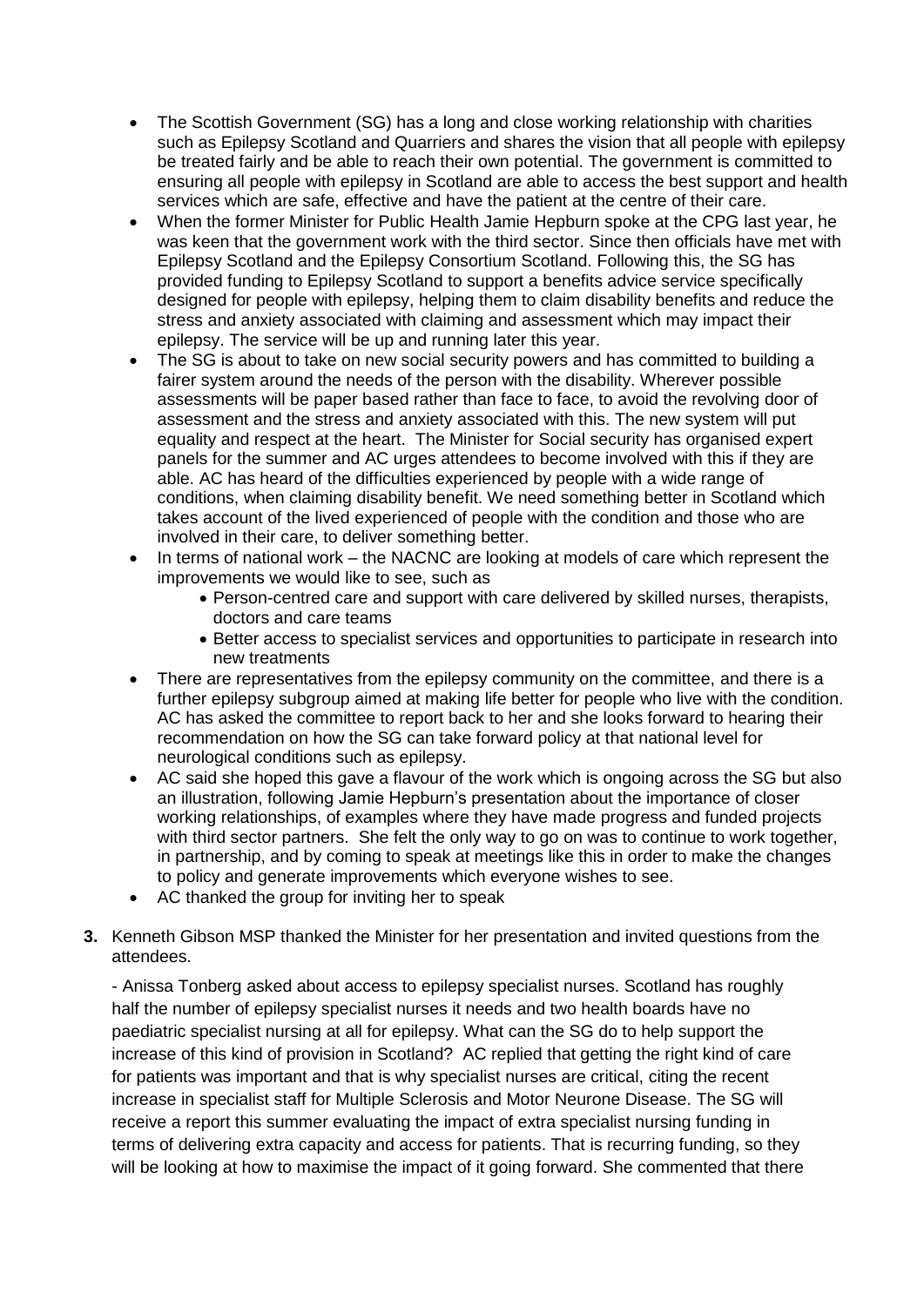- The Scottish Government (SG) has a long and close working relationship with charities such as Epilepsy Scotland and Quarriers and shares the vision that all people with epilepsy be treated fairly and be able to reach their own potential. The government is committed to ensuring all people with epilepsy in Scotland are able to access the best support and health services which are safe, effective and have the patient at the centre of their care.
- When the former Minister for Public Health Jamie Hepburn spoke at the CPG last year, he was keen that the government work with the third sector. Since then officials have met with Epilepsy Scotland and the Epilepsy Consortium Scotland. Following this, the SG has provided funding to Epilepsy Scotland to support a benefits advice service specifically designed for people with epilepsy, helping them to claim disability benefits and reduce the stress and anxiety associated with claiming and assessment which may impact their epilepsy. The service will be up and running later this year.
- The SG is about to take on new social security powers and has committed to building a fairer system around the needs of the person with the disability. Wherever possible assessments will be paper based rather than face to face, to avoid the revolving door of assessment and the stress and anxiety associated with this. The new system will put equality and respect at the heart. The Minister for Social security has organised expert panels for the summer and AC urges attendees to become involved with this if they are able. AC has heard of the difficulties experienced by people with a wide range of conditions, when claiming disability benefit. We need something better in Scotland which takes account of the lived experienced of people with the condition and those who are involved in their care, to deliver something better.
- In terms of national work – the NACNC are looking at models of care which represent the improvements we would like to see, such as
  - Person-centred care and support with care delivered by skilled nurses, therapists, doctors and care teams
  - Better access to specialist services and opportunities to participate in research into new treatments
- There are representatives from the epilepsy community on the committee, and there is a further epilepsy subgroup aimed at making life better for people who live with the condition. AC has asked the committee to report back to her and she looks forward to hearing their recommendation on how the SG can take forward policy at that national level for neurological conditions such as epilepsy.
- AC said she hoped this gave a flavour of the work which is ongoing across the SG but also an illustration, following Jamie Hepburn's presentation about the importance of closer working relationships, of examples where they have made progress and funded projects with third sector partners. She felt the only way to go on was to continue to work together, in partnership, and by coming to speak at meetings like this in order to make the changes to policy and generate improvements which everyone wishes to see.
- AC thanked the group for inviting her to speak

**3.** Kenneth Gibson MSP thanked the Minister for her presentation and invited questions from the attendees.

- Anissa Tonberg asked about access to epilepsy specialist nurses. Scotland has roughly half the number of epilepsy specialist nurses it needs and two health boards have no paediatric specialist nursing at all for epilepsy. What can the SG do to help support the increase of this kind of provision in Scotland? AC replied that getting the right kind of care for patients was important and that is why specialist nurses are critical, citing the recent increase in specialist staff for Multiple Sclerosis and Motor Neurone Disease. The SG will receive a report this summer evaluating the impact of extra specialist nursing funding in terms of delivering extra capacity and access for patients. That is recurring funding, so they will be looking at how to maximise the impact of it going forward. She commented that there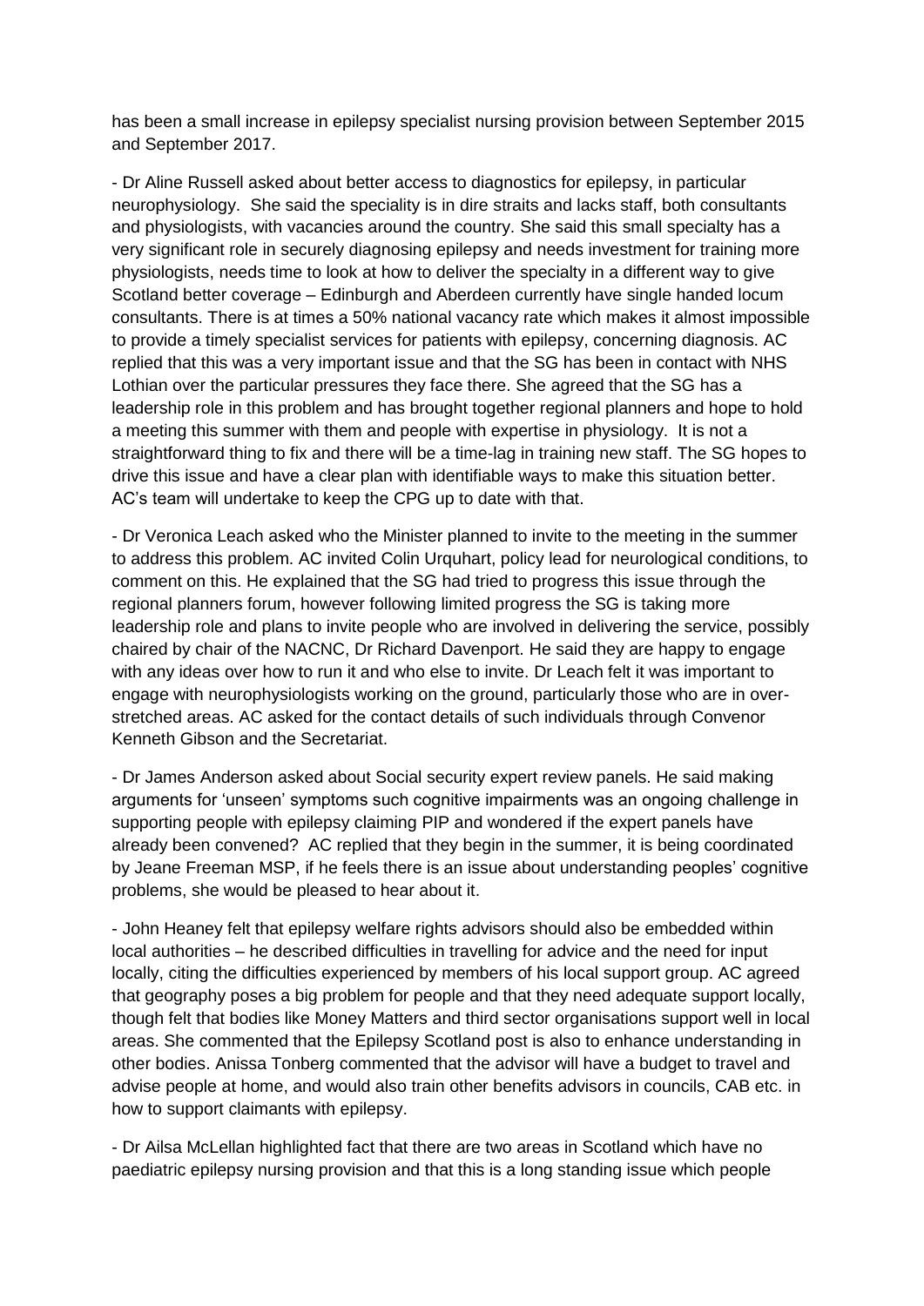has been a small increase in epilepsy specialist nursing provision between September 2015 and September 2017.

- Dr Aline Russell asked about better access to diagnostics for epilepsy, in particular neurophysiology. She said the speciality is in dire straits and lacks staff, both consultants and physiologists, with vacancies around the country. She said this small specialty has a very significant role in securely diagnosing epilepsy and needs investment for training more physiologists, needs time to look at how to deliver the specialty in a different way to give Scotland better coverage – Edinburgh and Aberdeen currently have single handed locum consultants. There is at times a 50% national vacancy rate which makes it almost impossible to provide a timely specialist services for patients with epilepsy, concerning diagnosis. AC replied that this was a very important issue and that the SG has been in contact with NHS Lothian over the particular pressures they face there. She agreed that the SG has a leadership role in this problem and has brought together regional planners and hope to hold a meeting this summer with them and people with expertise in physiology. It is not a straightforward thing to fix and there will be a time-lag in training new staff. The SG hopes to drive this issue and have a clear plan with identifiable ways to make this situation better. AC's team will undertake to keep the CPG up to date with that.

- Dr Veronica Leach asked who the Minister planned to invite to the meeting in the summer to address this problem. AC invited Colin Urquhart, policy lead for neurological conditions, to comment on this. He explained that the SG had tried to progress this issue through the regional planners forum, however following limited progress the SG is taking more leadership role and plans to invite people who are involved in delivering the service, possibly chaired by chair of the NACNC, Dr Richard Davenport. He said they are happy to engage with any ideas over how to run it and who else to invite. Dr Leach felt it was important to engage with neurophysiologists working on the ground, particularly those who are in over-stretched areas. AC asked for the contact details of such individuals through Convenor Kenneth Gibson and the Secretariat.

- Dr James Anderson asked about Social security expert review panels. He said making arguments for 'unseen' symptoms such cognitive impairments was an ongoing challenge in supporting people with epilepsy claiming PIP and wondered if the expert panels have already been convened? AC replied that they begin in the summer, it is being coordinated by Jeane Freeman MSP, if he feels there is an issue about understanding peoples' cognitive problems, she would be pleased to hear about it.

- John Heaney felt that epilepsy welfare rights advisors should also be embedded within local authorities – he described difficulties in travelling for advice and the need for input locally, citing the difficulties experienced by members of his local support group. AC agreed that geography poses a big problem for people and that they need adequate support locally, though felt that bodies like Money Matters and third sector organisations support well in local areas. She commented that the Epilepsy Scotland post is also to enhance understanding in other bodies. Anissa Tonberg commented that the advisor will have a budget to travel and advise people at home, and would also train other benefits advisors in councils, CAB etc. in how to support claimants with epilepsy.

- Dr Ailsa McLellan highlighted fact that there are two areas in Scotland which have no paediatric epilepsy nursing provision and that this is a long standing issue which people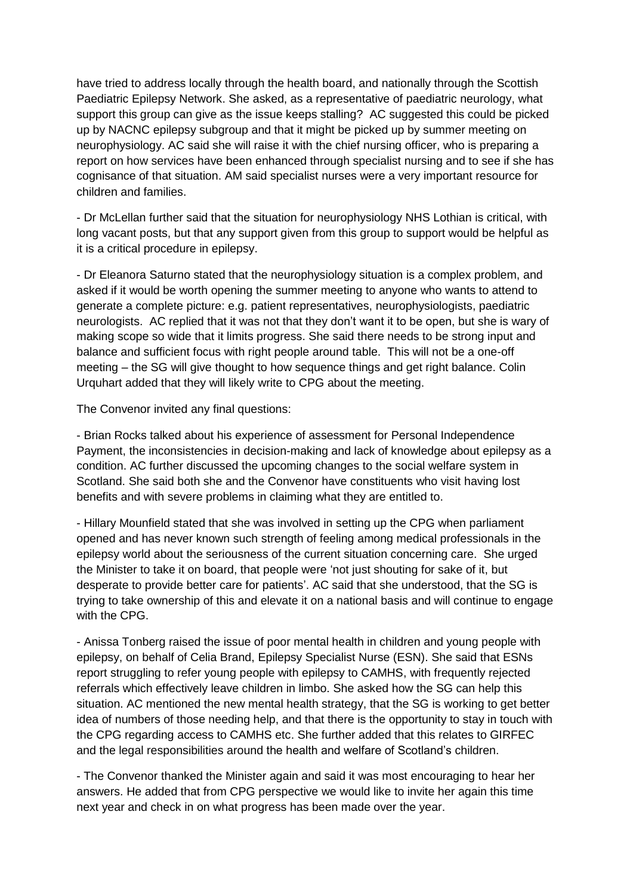have tried to address locally through the health board, and nationally through the Scottish Paediatric Epilepsy Network. She asked, as a representative of paediatric neurology, what support this group can give as the issue keeps stalling? AC suggested this could be picked up by NACNC epilepsy subgroup and that it might be picked up by summer meeting on neurophysiology. AC said she will raise it with the chief nursing officer, who is preparing a report on how services have been enhanced through specialist nursing and to see if she has cognisance of that situation. AM said specialist nurses were a very important resource for children and families.

- Dr McLellan further said that the situation for neurophysiology NHS Lothian is critical, with long vacant posts, but that any support given from this group to support would be helpful as it is a critical procedure in epilepsy.

- Dr Eleanora Saturno stated that the neurophysiology situation is a complex problem, and asked if it would be worth opening the summer meeting to anyone who wants to attend to generate a complete picture: e.g. patient representatives, neurophysiologists, paediatric neurologists. AC replied that it was not that they don't want it to be open, but she is wary of making scope so wide that it limits progress. She said there needs to be strong input and balance and sufficient focus with right people around table. This will not be a one-off meeting – the SG will give thought to how sequence things and get right balance. Colin Urquhart added that they will likely write to CPG about the meeting.

The Convenor invited any final questions:

- Brian Rocks talked about his experience of assessment for Personal Independence Payment, the inconsistencies in decision-making and lack of knowledge about epilepsy as a condition. AC further discussed the upcoming changes to the social welfare system in Scotland. She said both she and the Convenor have constituents who visit having lost benefits and with severe problems in claiming what they are entitled to.

- Hillary Mounfield stated that she was involved in setting up the CPG when parliament opened and has never known such strength of feeling among medical professionals in the epilepsy world about the seriousness of the current situation concerning care. She urged the Minister to take it on board, that people were 'not just shouting for sake of it, but desperate to provide better care for patients'. AC said that she understood, that the SG is trying to take ownership of this and elevate it on a national basis and will continue to engage with the CPG.

- Anissa Tonberg raised the issue of poor mental health in children and young people with epilepsy, on behalf of Celia Brand, Epilepsy Specialist Nurse (ESN). She said that ESNs report struggling to refer young people with epilepsy to CAMHS, with frequently rejected referrals which effectively leave children in limbo. She asked how the SG can help this situation. AC mentioned the new mental health strategy, that the SG is working to get better idea of numbers of those needing help, and that there is the opportunity to stay in touch with the CPG regarding access to CAMHS etc. She further added that this relates to GIRFEC and the legal responsibilities around the health and welfare of Scotland's children.

- The Convenor thanked the Minister again and said it was most encouraging to hear her answers. He added that from CPG perspective we would like to invite her again this time next year and check in on what progress has been made over the year.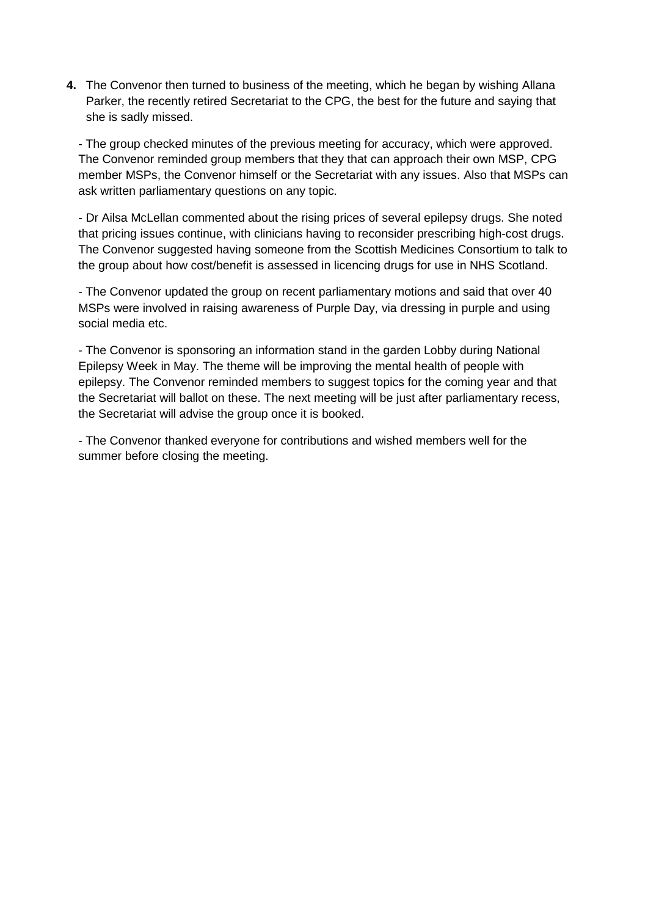4. The Convenor then turned to business of the meeting, which he began by wishing Allana Parker, the recently retired Secretariat to the CPG, the best for the future and saying that she is sadly missed.

   - The group checked minutes of the previous meeting for accuracy, which were approved. The Convenor reminded group members that they that can approach their own MSP, CPG member MSPs, the Convenor himself or the Secretariat with any issues. Also that MSPs can ask written parliamentary questions on any topic.

   - Dr Ailsa McLellan commented about the rising prices of several epilepsy drugs. She noted that pricing issues continue, with clinicians having to reconsider prescribing high-cost drugs. The Convenor suggested having someone from the Scottish Medicines Consortium to talk to the group about how cost/benefit is assessed in licencing drugs for use in NHS Scotland.

   - The Convenor updated the group on recent parliamentary motions and said that over 40 MSPs were involved in raising awareness of Purple Day, via dressing in purple and using social media etc.

   - The Convenor is sponsoring an information stand in the garden Lobby during National Epilepsy Week in May. The theme will be improving the mental health of people with epilepsy. The Convenor reminded members to suggest topics for the coming year and that the Secretariat will ballot on these. The next meeting will be just after parliamentary recess, the Secretariat will advise the group once it is booked.

   - The Convenor thanked everyone for contributions and wished members well for the summer before closing the meeting.